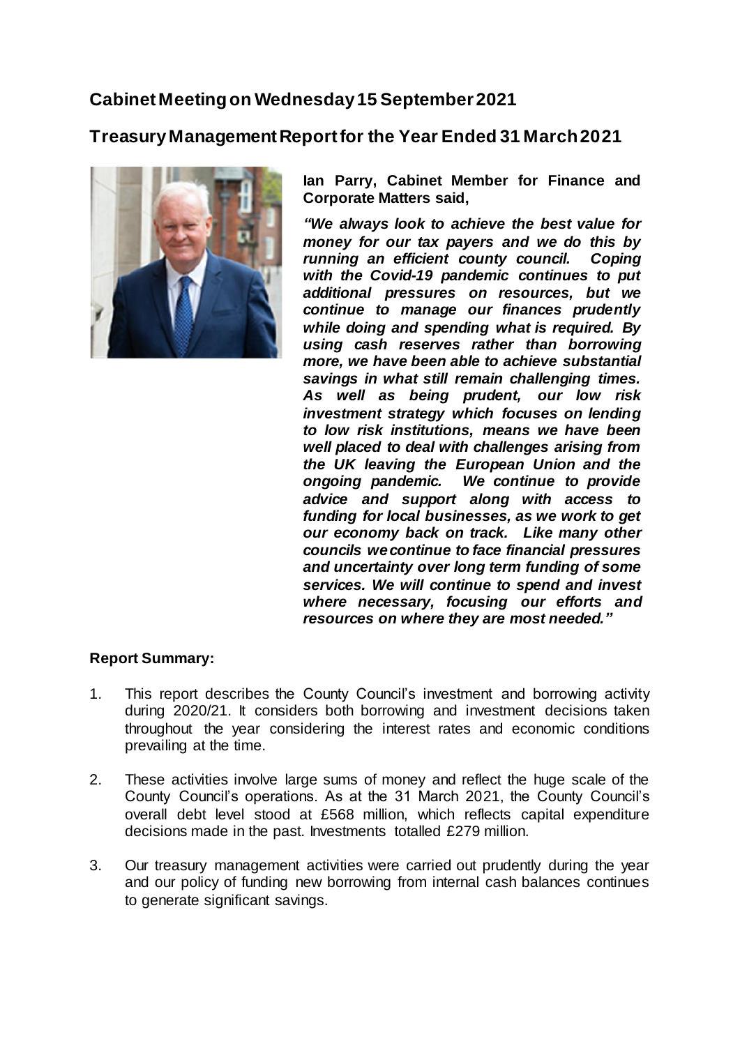# Cabinet Meeting on Wednesday 15 September 2021

## Treasury Management Report for the Year Ended 31 March 2021

**Ian Parry, Cabinet Member for Finance and Corporate Matters said,**

***"We always look to achieve the best value for money for our tax payers and we do this by running an efficient county council. Coping with the Covid-19 pandemic continues to put additional pressures on resources, but we continue to manage our finances prudently while doing and spending what is required. By using cash reserves rather than borrowing more, we have been able to achieve substantial savings in what still remain challenging times. As well as being prudent, our low risk investment strategy which focuses on lending to low risk institutions, means we have been well placed to deal with challenges arising from the UK leaving the European Union and the ongoing pandemic. We continue to provide advice and support along with access to funding for local businesses, as we work to get our economy back on track. Like many other councils we continue to face financial pressures and uncertainty over long term funding of some services. We will continue to spend and invest where necessary, focusing our efforts and resources on where they are most needed."***

**Report Summary:**

1. This report describes the County Council's investment and borrowing activity during 2020/21. It considers both borrowing and investment decisions taken throughout the year considering the interest rates and economic conditions prevailing at the time.

2. These activities involve large sums of money and reflect the huge scale of the County Council's operations. As at the 31 March 2021, the County Council's overall debt level stood at £568 million, which reflects capital expenditure decisions made in the past. Investments totalled £279 million.

3. Our treasury management activities were carried out prudently during the year and our policy of funding new borrowing from internal cash balances continues to generate significant savings.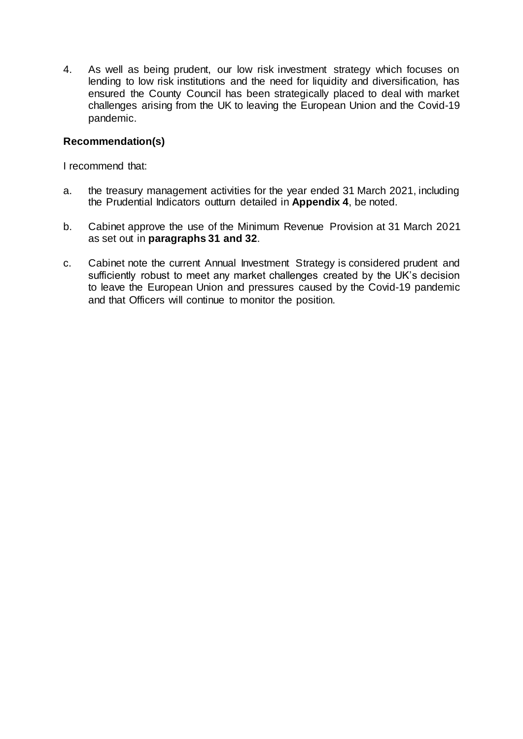4. As well as being prudent, our low risk investment strategy which focuses on lending to low risk institutions and the need for liquidity and diversification, has ensured the County Council has been strategically placed to deal with market challenges arising from the UK to leaving the European Union and the Covid-19 pandemic.

**Recommendation(s)**

I recommend that:

a. the treasury management activities for the year ended 31 March 2021, including the Prudential Indicators outturn detailed in **Appendix 4**, be noted.

b. Cabinet approve the use of the Minimum Revenue Provision at 31 March 2021 as set out in **paragraphs 31 and 32**.

c. Cabinet note the current Annual Investment Strategy is considered prudent and sufficiently robust to meet any market challenges created by the UK's decision to leave the European Union and pressures caused by the Covid-19 pandemic and that Officers will continue to monitor the position.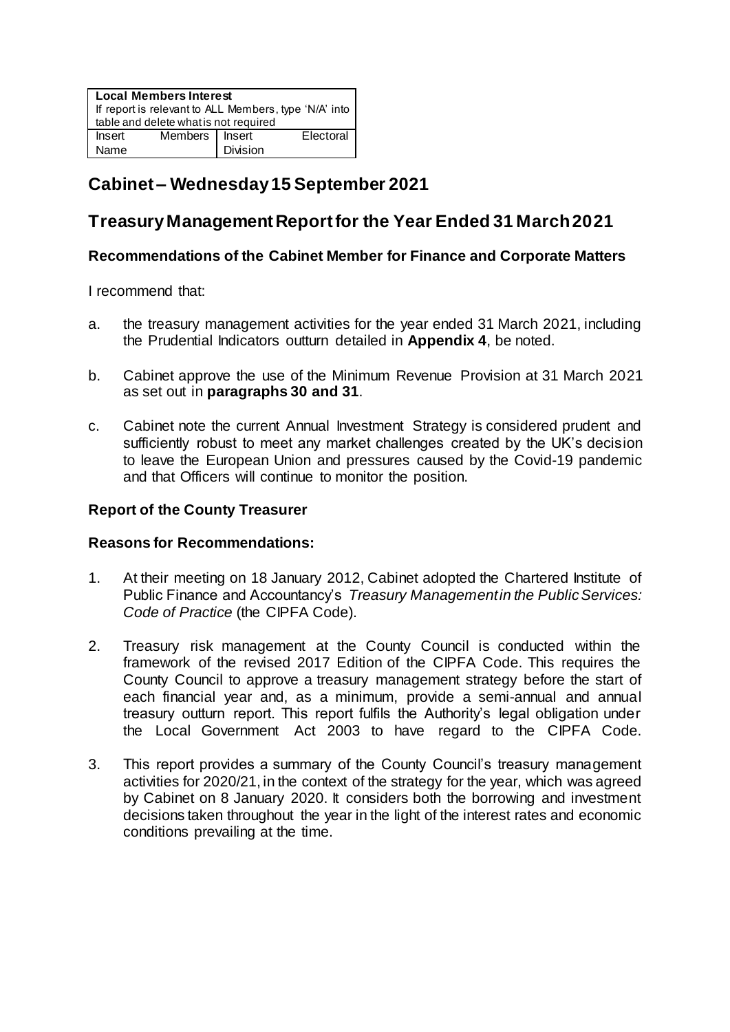| Local Members Interest | | | |
| --- | --- | --- | --- |
| If report is relevant to ALL Members, type 'N/A' into table and delete what is not required | | | |
| Insert Name | Members | Insert Division | Electoral |

# Cabinet – Wednesday 15 September 2021

# Treasury Management Report for the Year Ended 31 March 2021

### Recommendations of the Cabinet Member for Finance and Corporate Matters

I recommend that:

a. the treasury management activities for the year ended 31 March 2021, including the Prudential Indicators outturn detailed in **Appendix 4**, be noted.

b. Cabinet approve the use of the Minimum Revenue Provision at 31 March 2021 as set out in **paragraphs 30 and 31**.

c. Cabinet note the current Annual Investment Strategy is considered prudent and sufficiently robust to meet any market challenges created by the UK's decision to leave the European Union and pressures caused by the Covid-19 pandemic and that Officers will continue to monitor the position.

### Report of the County Treasurer

### Reasons for Recommendations:

1. At their meeting on 18 January 2012, Cabinet adopted the Chartered Institute of Public Finance and Accountancy's *Treasury Management in the Public Services: Code of Practice* (the CIPFA Code).

2. Treasury risk management at the County Council is conducted within the framework of the revised 2017 Edition of the CIPFA Code. This requires the County Council to approve a treasury management strategy before the start of each financial year and, as a minimum, provide a semi-annual and annual treasury outturn report. This report fulfils the Authority's legal obligation under the Local Government Act 2003 to have regard to the CIPFA Code.

3. This report provides a summary of the County Council's treasury management activities for 2020/21, in the context of the strategy for the year, which was agreed by Cabinet on 8 January 2020. It considers both the borrowing and investment decisions taken throughout the year in the light of the interest rates and economic conditions prevailing at the time.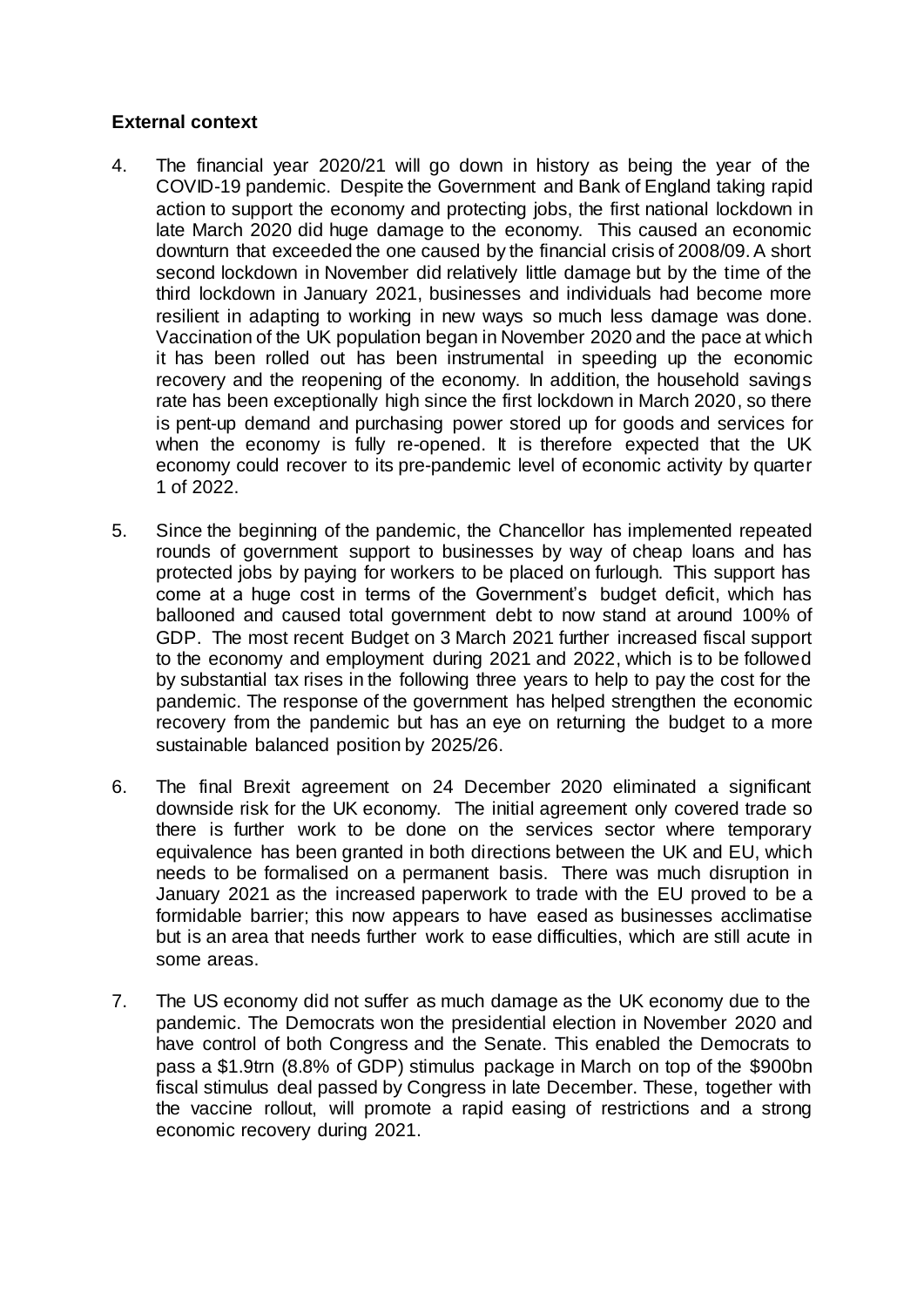**External context**

4. The financial year 2020/21 will go down in history as being the year of the COVID-19 pandemic. Despite the Government and Bank of England taking rapid action to support the economy and protecting jobs, the first national lockdown in late March 2020 did huge damage to the economy. This caused an economic downturn that exceeded the one caused by the financial crisis of 2008/09. A short second lockdown in November did relatively little damage but by the time of the third lockdown in January 2021, businesses and individuals had become more resilient in adapting to working in new ways so much less damage was done. Vaccination of the UK population began in November 2020 and the pace at which it has been rolled out has been instrumental in speeding up the economic recovery and the reopening of the economy. In addition, the household savings rate has been exceptionally high since the first lockdown in March 2020, so there is pent-up demand and purchasing power stored up for goods and services for when the economy is fully re-opened. It is therefore expected that the UK economy could recover to its pre-pandemic level of economic activity by quarter 1 of 2022.

5. Since the beginning of the pandemic, the Chancellor has implemented repeated rounds of government support to businesses by way of cheap loans and has protected jobs by paying for workers to be placed on furlough. This support has come at a huge cost in terms of the Government's budget deficit, which has ballooned and caused total government debt to now stand at around 100% of GDP. The most recent Budget on 3 March 2021 further increased fiscal support to the economy and employment during 2021 and 2022, which is to be followed by substantial tax rises in the following three years to help to pay the cost for the pandemic. The response of the government has helped strengthen the economic recovery from the pandemic but has an eye on returning the budget to a more sustainable balanced position by 2025/26.

6. The final Brexit agreement on 24 December 2020 eliminated a significant downside risk for the UK economy. The initial agreement only covered trade so there is further work to be done on the services sector where temporary equivalence has been granted in both directions between the UK and EU, which needs to be formalised on a permanent basis. There was much disruption in January 2021 as the increased paperwork to trade with the EU proved to be a formidable barrier; this now appears to have eased as businesses acclimatise but is an area that needs further work to ease difficulties, which are still acute in some areas.

7. The US economy did not suffer as much damage as the UK economy due to the pandemic. The Democrats won the presidential election in November 2020 and have control of both Congress and the Senate. This enabled the Democrats to pass a $1.9trn (8.8% of GDP) stimulus package in March on top of the $900bn fiscal stimulus deal passed by Congress in late December. These, together with the vaccine rollout, will promote a rapid easing of restrictions and a strong economic recovery during 2021.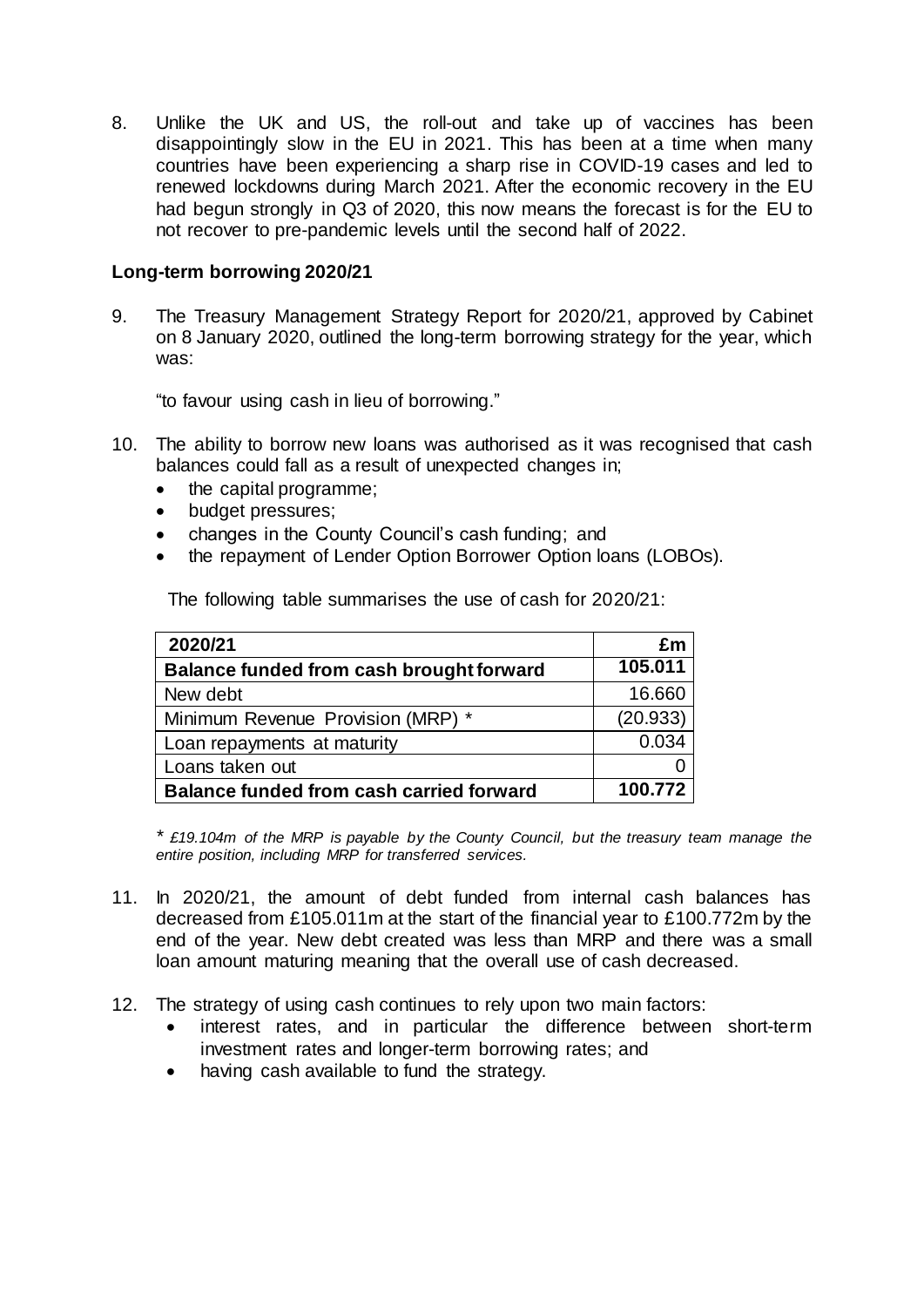8. Unlike the UK and US, the roll-out and take up of vaccines has been disappointingly slow in the EU in 2021. This has been at a time when many countries have been experiencing a sharp rise in COVID-19 cases and led to renewed lockdowns during March 2021. After the economic recovery in the EU had begun strongly in Q3 of 2020, this now means the forecast is for the EU to not recover to pre-pandemic levels until the second half of 2022.

**Long-term borrowing 2020/21**

9. The Treasury Management Strategy Report for 2020/21, approved by Cabinet on 8 January 2020, outlined the long-term borrowing strategy for the year, which was:

   "to favour using cash in lieu of borrowing."

10. The ability to borrow new loans was authorised as it was recognised that cash balances could fall as a result of unexpected changes in;
    - the capital programme;
    - budget pressures;
    - changes in the County Council's cash funding; and
    - the repayment of Lender Option Borrower Option loans (LOBOs).

    The following table summarises the use of cash for 2020/21:

| 2020/21 | £m |
|---|---|
| **Balance funded from cash brought forward** | **105.011** |
| New debt | 16.660 |
| Minimum Revenue Provision (MRP) * | (20.933) |
| Loan repayments at maturity | 0.034 |
| Loans taken out | 0 |
| **Balance funded from cash carried forward** | **100.772** |

\* *£19.104m of the MRP is payable by the County Council, but the treasury team manage the entire position, including MRP for transferred services.*

11. In 2020/21, the amount of debt funded from internal cash balances has decreased from £105.011m at the start of the financial year to £100.772m by the end of the year. New debt created was less than MRP and there was a small loan amount maturing meaning that the overall use of cash decreased.

12. The strategy of using cash continues to rely upon two main factors:
    - interest rates, and in particular the difference between short-term investment rates and longer-term borrowing rates; and
    - having cash available to fund the strategy.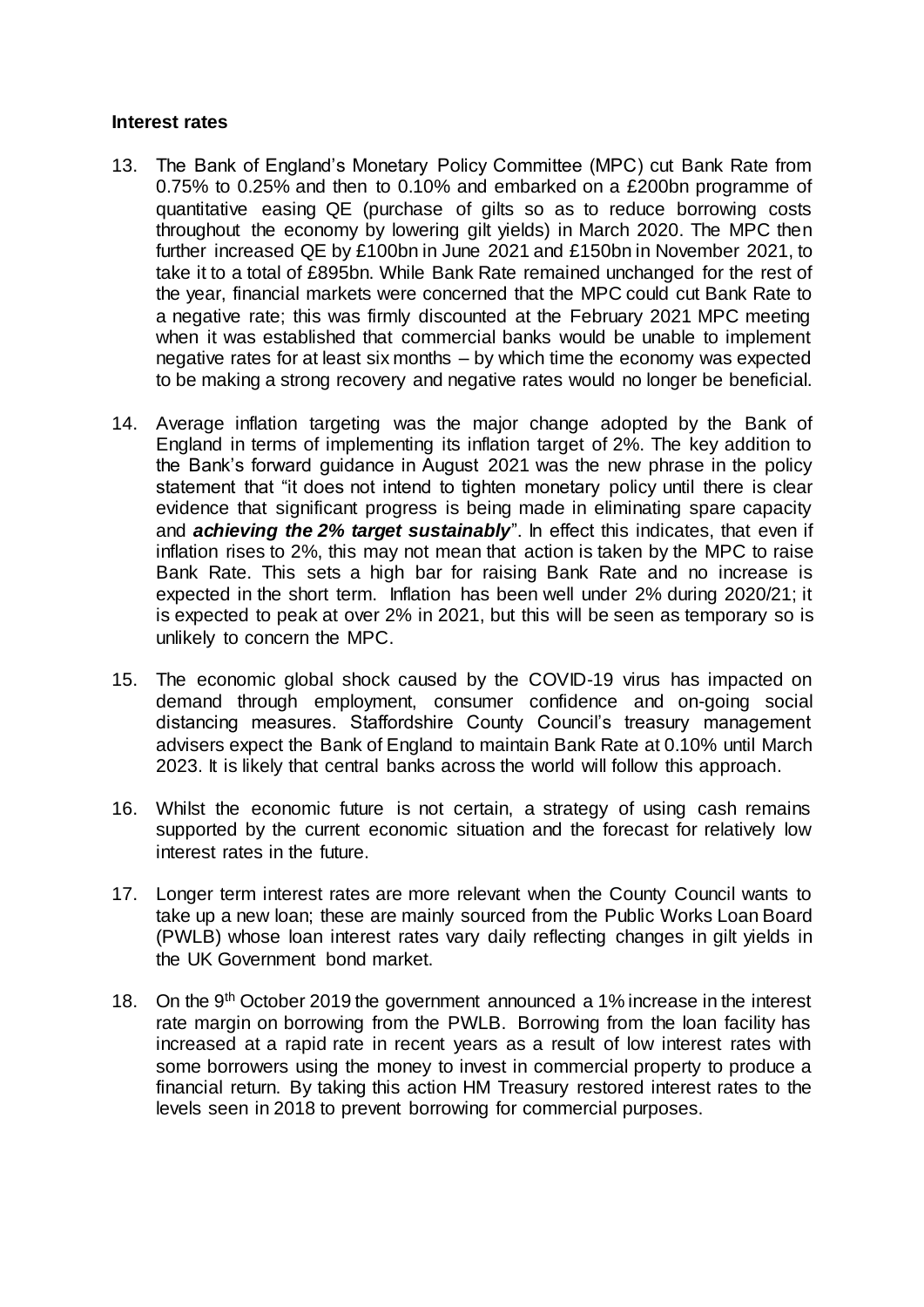**Interest rates**

13. The Bank of England's Monetary Policy Committee (MPC) cut Bank Rate from 0.75% to 0.25% and then to 0.10% and embarked on a £200bn programme of quantitative easing QE (purchase of gilts so as to reduce borrowing costs throughout the economy by lowering gilt yields) in March 2020. The MPC then further increased QE by £100bn in June 2021 and £150bn in November 2021, to take it to a total of £895bn. While Bank Rate remained unchanged for the rest of the year, financial markets were concerned that the MPC could cut Bank Rate to a negative rate; this was firmly discounted at the February 2021 MPC meeting when it was established that commercial banks would be unable to implement negative rates for at least six months – by which time the economy was expected to be making a strong recovery and negative rates would no longer be beneficial.

14. Average inflation targeting was the major change adopted by the Bank of England in terms of implementing its inflation target of 2%. The key addition to the Bank's forward guidance in August 2021 was the new phrase in the policy statement that "it does not intend to tighten monetary policy until there is clear evidence that significant progress is being made in eliminating spare capacity and ***achieving the 2% target sustainably***". In effect this indicates, that even if inflation rises to 2%, this may not mean that action is taken by the MPC to raise Bank Rate. This sets a high bar for raising Bank Rate and no increase is expected in the short term. Inflation has been well under 2% during 2020/21; it is expected to peak at over 2% in 2021, but this will be seen as temporary so is unlikely to concern the MPC.

15. The economic global shock caused by the COVID-19 virus has impacted on demand through employment, consumer confidence and on-going social distancing measures. Staffordshire County Council's treasury management advisers expect the Bank of England to maintain Bank Rate at 0.10% until March 2023. It is likely that central banks across the world will follow this approach.

16. Whilst the economic future is not certain, a strategy of using cash remains supported by the current economic situation and the forecast for relatively low interest rates in the future.

17. Longer term interest rates are more relevant when the County Council wants to take up a new loan; these are mainly sourced from the Public Works Loan Board (PWLB) whose loan interest rates vary daily reflecting changes in gilt yields in the UK Government bond market.

18. On the 9th October 2019 the government announced a 1% increase in the interest rate margin on borrowing from the PWLB. Borrowing from the loan facility has increased at a rapid rate in recent years as a result of low interest rates with some borrowers using the money to invest in commercial property to produce a financial return. By taking this action HM Treasury restored interest rates to the levels seen in 2018 to prevent borrowing for commercial purposes.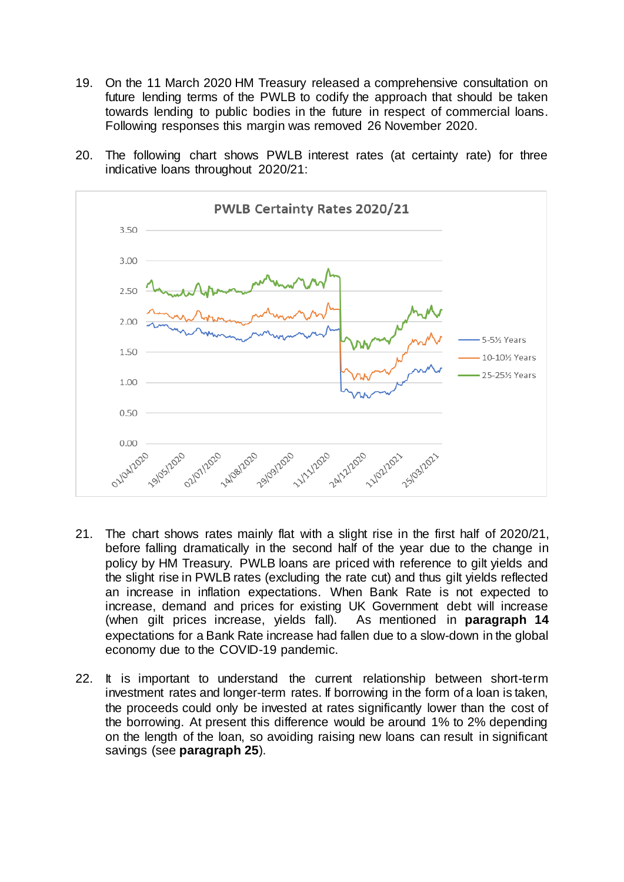19. On the 11 March 2020 HM Treasury released a comprehensive consultation on future lending terms of the PWLB to codify the approach that should be taken towards lending to public bodies in the future in respect of commercial loans. Following responses this margin was removed 26 November 2020.

20. The following chart shows PWLB interest rates (at certainty rate) for three indicative loans throughout 2020/21:

21. The chart shows rates mainly flat with a slight rise in the first half of 2020/21, before falling dramatically in the second half of the year due to the change in policy by HM Treasury. PWLB loans are priced with reference to gilt yields and the slight rise in PWLB rates (excluding the rate cut) and thus gilt yields reflected an increase in inflation expectations. When Bank Rate is not expected to increase, demand and prices for existing UK Government debt will increase (when gilt prices increase, yields fall). As mentioned in **paragraph 14** expectations for a Bank Rate increase had fallen due to a slow-down in the global economy due to the COVID-19 pandemic.

22. It is important to understand the current relationship between short-term investment rates and longer-term rates. If borrowing in the form of a loan is taken, the proceeds could only be invested at rates significantly lower than the cost of the borrowing. At present this difference would be around 1% to 2% depending on the length of the loan, so avoiding raising new loans can result in significant savings (see **paragraph 25**).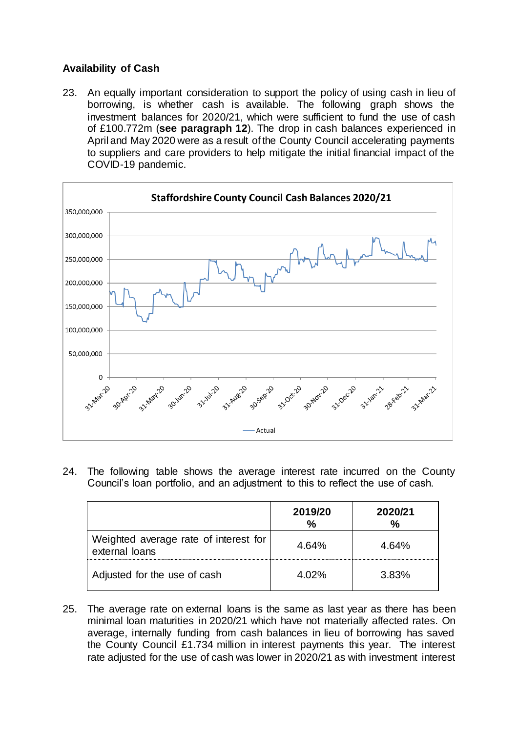**Availability of Cash**

23. An equally important consideration to support the policy of using cash in lieu of borrowing, is whether cash is available. The following graph shows the investment balances for 2020/21, which were sufficient to fund the use of cash of £100.772m (**see paragraph 12**). The drop in cash balances experienced in April and May 2020 were as a result of the County Council accelerating payments to suppliers and care providers to help mitigate the initial financial impact of the COVID-19 pandemic.

24. The following table shows the average interest rate incurred on the County Council's loan portfolio, and an adjustment to this to reflect the use of cash.

| | 2019/20 % | 2020/21 % |
|---|---|---|
| Weighted average rate of interest for external loans | 4.64% | 4.64% |
| Adjusted for the use of cash | 4.02% | 3.83% |

25. The average rate on external loans is the same as last year as there has been minimal loan maturities in 2020/21 which have not materially affected rates. On average, internally funding from cash balances in lieu of borrowing has saved the County Council £1.734 million in interest payments this year. The interest rate adjusted for the use of cash was lower in 2020/21 as with investment interest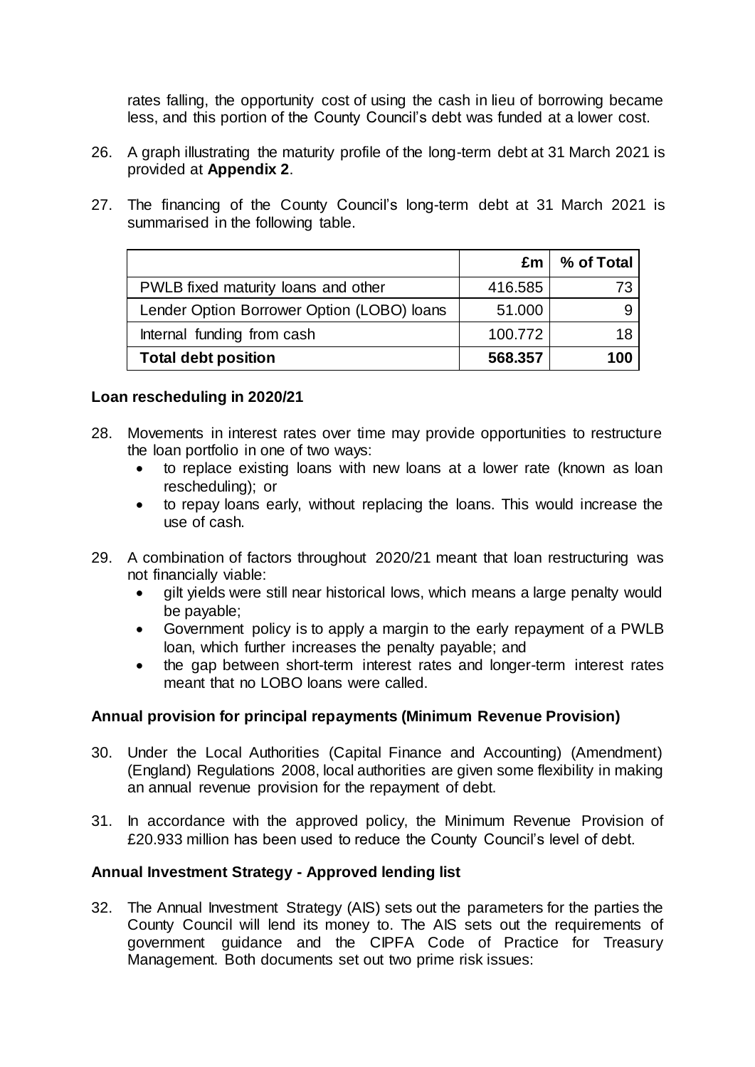rates falling, the opportunity cost of using the cash in lieu of borrowing became less, and this portion of the County Council's debt was funded at a lower cost.

26. A graph illustrating the maturity profile of the long-term debt at 31 March 2021 is provided at **Appendix 2**.

27. The financing of the County Council's long-term debt at 31 March 2021 is summarised in the following table.

| | £m | % of Total |
|---|---|---|
| PWLB fixed maturity loans and other | 416.585 | 73 |
| Lender Option Borrower Option (LOBO) loans | 51.000 | 9 |
| Internal funding from cash | 100.772 | 18 |
| **Total debt position** | **568.357** | **100** |

**Loan rescheduling in 2020/21**

28. Movements in interest rates over time may provide opportunities to restructure the loan portfolio in one of two ways:
    - to replace existing loans with new loans at a lower rate (known as loan rescheduling); or
    - to repay loans early, without replacing the loans. This would increase the use of cash.

29. A combination of factors throughout 2020/21 meant that loan restructuring was not financially viable:
    - gilt yields were still near historical lows, which means a large penalty would be payable;
    - Government policy is to apply a margin to the early repayment of a PWLB loan, which further increases the penalty payable; and
    - the gap between short-term interest rates and longer-term interest rates meant that no LOBO loans were called.

**Annual provision for principal repayments (Minimum Revenue Provision)**

30. Under the Local Authorities (Capital Finance and Accounting) (Amendment) (England) Regulations 2008, local authorities are given some flexibility in making an annual revenue provision for the repayment of debt.

31. In accordance with the approved policy, the Minimum Revenue Provision of £20.933 million has been used to reduce the County Council's level of debt.

**Annual Investment Strategy - Approved lending list**

32. The Annual Investment Strategy (AIS) sets out the parameters for the parties the County Council will lend its money to. The AIS sets out the requirements of government guidance and the CIPFA Code of Practice for Treasury Management. Both documents set out two prime risk issues: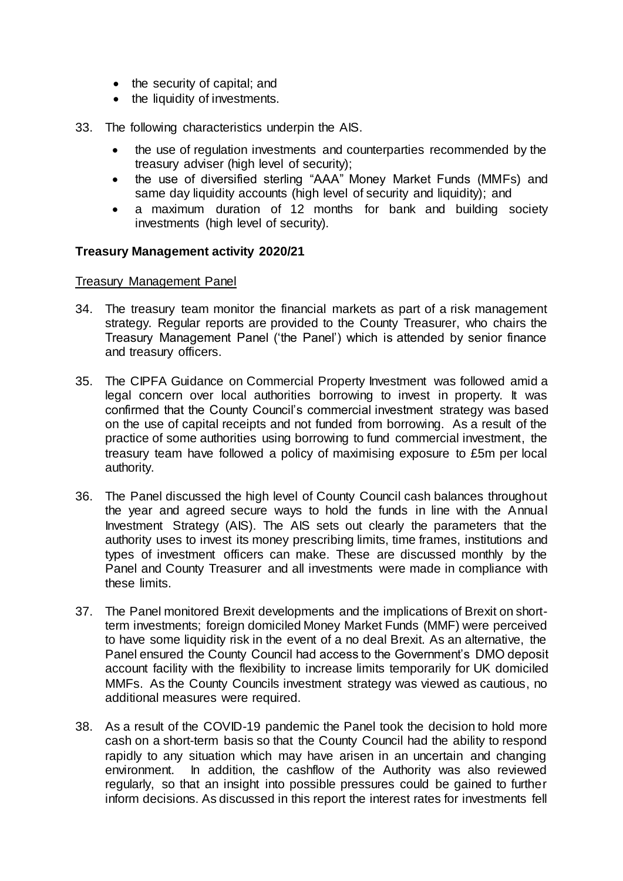- the security of capital; and
- the liquidity of investments.

33. The following characteristics underpin the AIS.

    - the use of regulation investments and counterparties recommended by the treasury adviser (high level of security);
    - the use of diversified sterling “AAA” Money Market Funds (MMFs) and same day liquidity accounts (high level of security and liquidity); and
    - a maximum duration of 12 months for bank and building society investments (high level of security).

## Treasury Management activity 2020/21

Treasury Management Panel

34. The treasury team monitor the financial markets as part of a risk management strategy. Regular reports are provided to the County Treasurer, who chairs the Treasury Management Panel (‘the Panel’) which is attended by senior finance and treasury officers.

35. The CIPFA Guidance on Commercial Property Investment was followed amid a legal concern over local authorities borrowing to invest in property. It was confirmed that the County Council’s commercial investment strategy was based on the use of capital receipts and not funded from borrowing. As a result of the practice of some authorities using borrowing to fund commercial investment, the treasury team have followed a policy of maximising exposure to £5m per local authority.

36. The Panel discussed the high level of County Council cash balances throughout the year and agreed secure ways to hold the funds in line with the Annual Investment Strategy (AIS). The AIS sets out clearly the parameters that the authority uses to invest its money prescribing limits, time frames, institutions and types of investment officers can make. These are discussed monthly by the Panel and County Treasurer and all investments were made in compliance with these limits.

37. The Panel monitored Brexit developments and the implications of Brexit on short-term investments; foreign domiciled Money Market Funds (MMF) were perceived to have some liquidity risk in the event of a no deal Brexit. As an alternative, the Panel ensured the County Council had access to the Government’s DMO deposit account facility with the flexibility to increase limits temporarily for UK domiciled MMFs. As the County Councils investment strategy was viewed as cautious, no additional measures were required.

38. As a result of the COVID-19 pandemic the Panel took the decision to hold more cash on a short-term basis so that the County Council had the ability to respond rapidly to any situation which may have arisen in an uncertain and changing environment. In addition, the cashflow of the Authority was also reviewed regularly, so that an insight into possible pressures could be gained to further inform decisions. As discussed in this report the interest rates for investments fell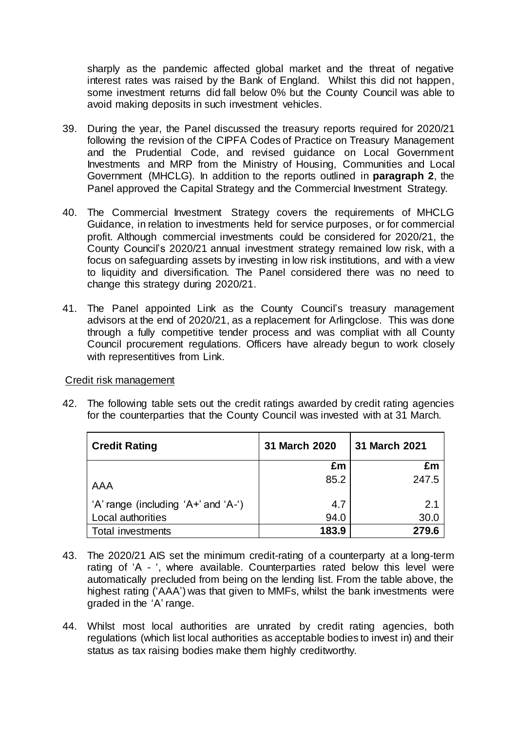sharply as the pandemic affected global market and the threat of negative interest rates was raised by the Bank of England. Whilst this did not happen, some investment returns did fall below 0% but the County Council was able to avoid making deposits in such investment vehicles.

39. During the year, the Panel discussed the treasury reports required for 2020/21 following the revision of the CIPFA Codes of Practice on Treasury Management and the Prudential Code, and revised guidance on Local Government Investments and MRP from the Ministry of Housing, Communities and Local Government (MHCLG). In addition to the reports outlined in **paragraph 2**, the Panel approved the Capital Strategy and the Commercial Investment Strategy.

40. The Commercial Investment Strategy covers the requirements of MHCLG Guidance, in relation to investments held for service purposes, or for commercial profit. Although commercial investments could be considered for 2020/21, the County Council's 2020/21 annual investment strategy remained low risk, with a focus on safeguarding assets by investing in low risk institutions, and with a view to liquidity and diversification. The Panel considered there was no need to change this strategy during 2020/21.

41. The Panel appointed Link as the County Council's treasury management advisors at the end of 2020/21, as a replacement for Arlingclose. This was done through a fully competitive tender process and was compliat with all County Council procurement regulations. Officers have already begun to work closely with representitives from Link.

Credit risk management

42. The following table sets out the credit ratings awarded by credit rating agencies for the counterparties that the County Council was invested with at 31 March.

| Credit Rating | 31 March 2020 | 31 March 2021 |
|---|---|---|
| | £m | £m |
| AAA | 85.2 | 247.5 |
| 'A' range (including 'A+' and 'A-') | 4.7 | 2.1 |
| Local authorities | 94.0 | 30.0 |
| Total investments | **183.9** | **279.6** |

43. The 2020/21 AIS set the minimum credit-rating of a counterparty at a long-term rating of 'A - ', where available. Counterparties rated below this level were automatically precluded from being on the lending list. From the table above, the highest rating ('AAA') was that given to MMFs, whilst the bank investments were graded in the 'A' range.

44. Whilst most local authorities are unrated by credit rating agencies, both regulations (which list local authorities as acceptable bodies to invest in) and their status as tax raising bodies make them highly creditworthy.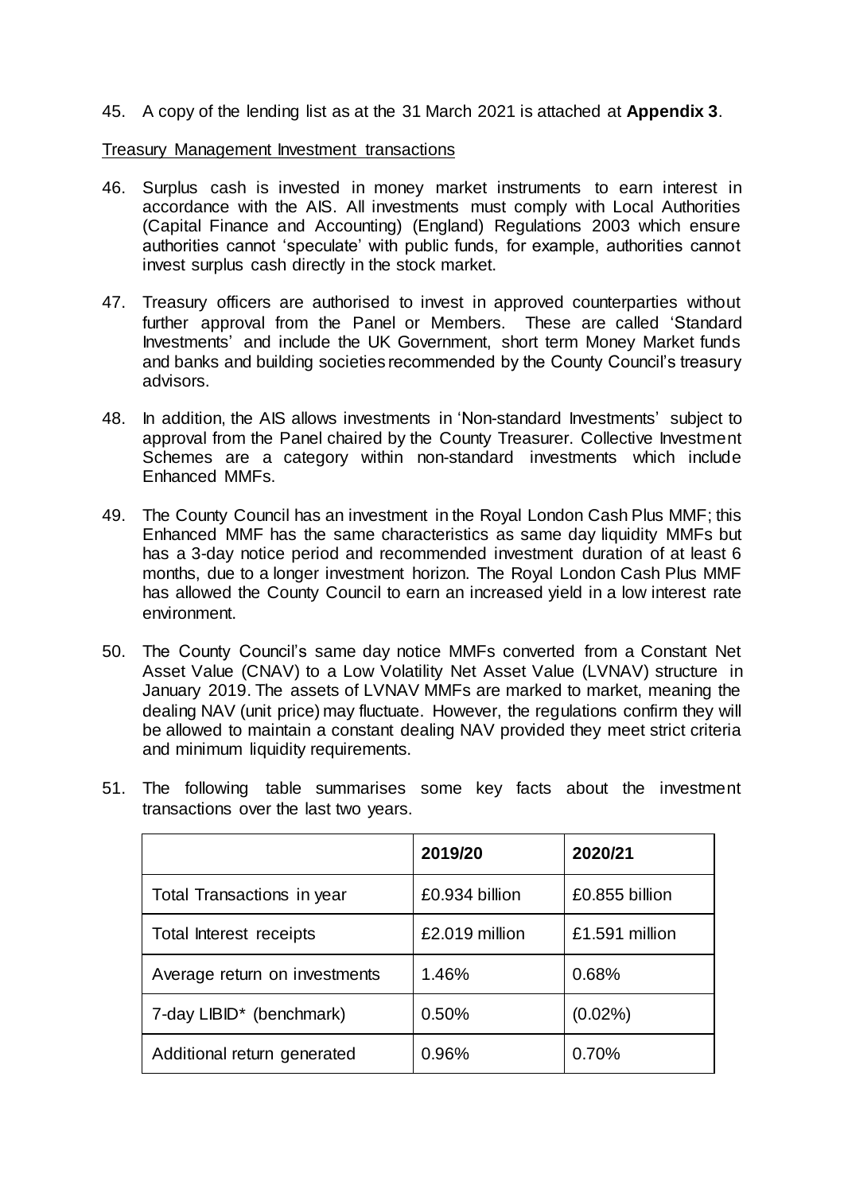45. A copy of the lending list as at the 31 March 2021 is attached at **Appendix 3**.

Treasury Management Investment transactions

46. Surplus cash is invested in money market instruments to earn interest in accordance with the AIS. All investments must comply with Local Authorities (Capital Finance and Accounting) (England) Regulations 2003 which ensure authorities cannot 'speculate' with public funds, for example, authorities cannot invest surplus cash directly in the stock market.

47. Treasury officers are authorised to invest in approved counterparties without further approval from the Panel or Members. These are called 'Standard Investments' and include the UK Government, short term Money Market funds and banks and building societies recommended by the County Council's treasury advisors.

48. In addition, the AIS allows investments in 'Non-standard Investments' subject to approval from the Panel chaired by the County Treasurer. Collective Investment Schemes are a category within non-standard investments which include Enhanced MMFs.

49. The County Council has an investment in the Royal London Cash Plus MMF; this Enhanced MMF has the same characteristics as same day liquidity MMFs but has a 3-day notice period and recommended investment duration of at least 6 months, due to a longer investment horizon. The Royal London Cash Plus MMF has allowed the County Council to earn an increased yield in a low interest rate environment.

50. The County Council's same day notice MMFs converted from a Constant Net Asset Value (CNAV) to a Low Volatility Net Asset Value (LVNAV) structure in January 2019. The assets of LVNAV MMFs are marked to market, meaning the dealing NAV (unit price) may fluctuate. However, the regulations confirm they will be allowed to maintain a constant dealing NAV provided they meet strict criteria and minimum liquidity requirements.

51. The following table summarises some key facts about the investment transactions over the last two years.

| | 2019/20 | 2020/21 |
|---|---|---|
| Total Transactions in year | £0.934 billion | £0.855 billion |
| Total Interest receipts | £2.019 million | £1.591 million |
| Average return on investments | 1.46% | 0.68% |
| 7-day LIBID* (benchmark) | 0.50% | (0.02%) |
| Additional return generated | 0.96% | 0.70% |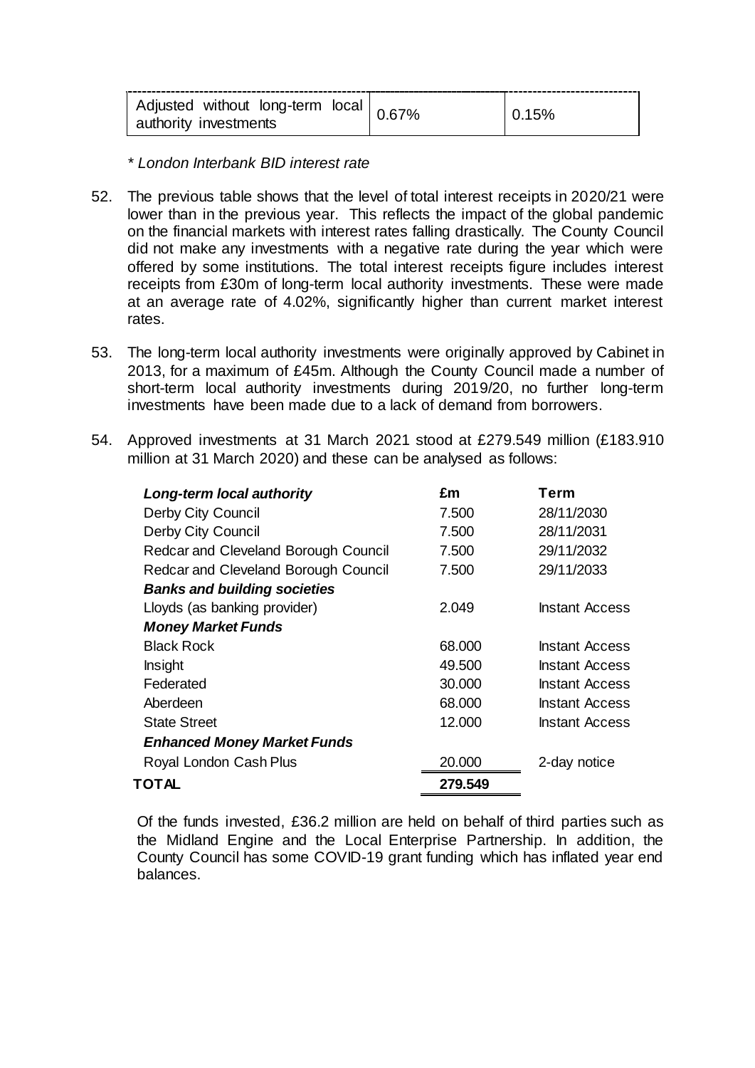| Adjusted without long-term local authority investments | 0.67% | 0.15% |
|---|---|---|

*\* London Interbank BID interest rate*

52. The previous table shows that the level of total interest receipts in 2020/21 were lower than in the previous year. This reflects the impact of the global pandemic on the financial markets with interest rates falling drastically. The County Council did not make any investments with a negative rate during the year which were offered by some institutions. The total interest receipts figure includes interest receipts from £30m of long-term local authority investments. These were made at an average rate of 4.02%, significantly higher than current market interest rates.

53. The long-term local authority investments were originally approved by Cabinet in 2013, for a maximum of £45m. Although the County Council made a number of short-term local authority investments during 2019/20, no further long-term investments have been made due to a lack of demand from borrowers.

54. Approved investments at 31 March 2021 stood at £279.549 million (£183.910 million at 31 March 2020) and these can be analysed as follows:

| ***Long-term local authority*** | **£m** | **Term** |
|---|---|---|
| Derby City Council | 7.500 | 28/11/2030 |
| Derby City Council | 7.500 | 28/11/2031 |
| Redcar and Cleveland Borough Council | 7.500 | 29/11/2032 |
| Redcar and Cleveland Borough Council | 7.500 | 29/11/2033 |
| ***Banks and building societies*** | | |
| Lloyds (as banking provider) | 2.049 | Instant Access |
| ***Money Market Funds*** | | |
| Black Rock | 68.000 | Instant Access |
| Insight | 49.500 | Instant Access |
| Federated | 30.000 | Instant Access |
| Aberdeen | 68.000 | Instant Access |
| State Street | 12.000 | Instant Access |
| ***Enhanced Money Market Funds*** | | |
| Royal London Cash Plus | 20.000 | 2-day notice |
| **TOTAL** | **279.549** | |

Of the funds invested, £36.2 million are held on behalf of third parties such as the Midland Engine and the Local Enterprise Partnership. In addition, the County Council has some COVID-19 grant funding which has inflated year end balances.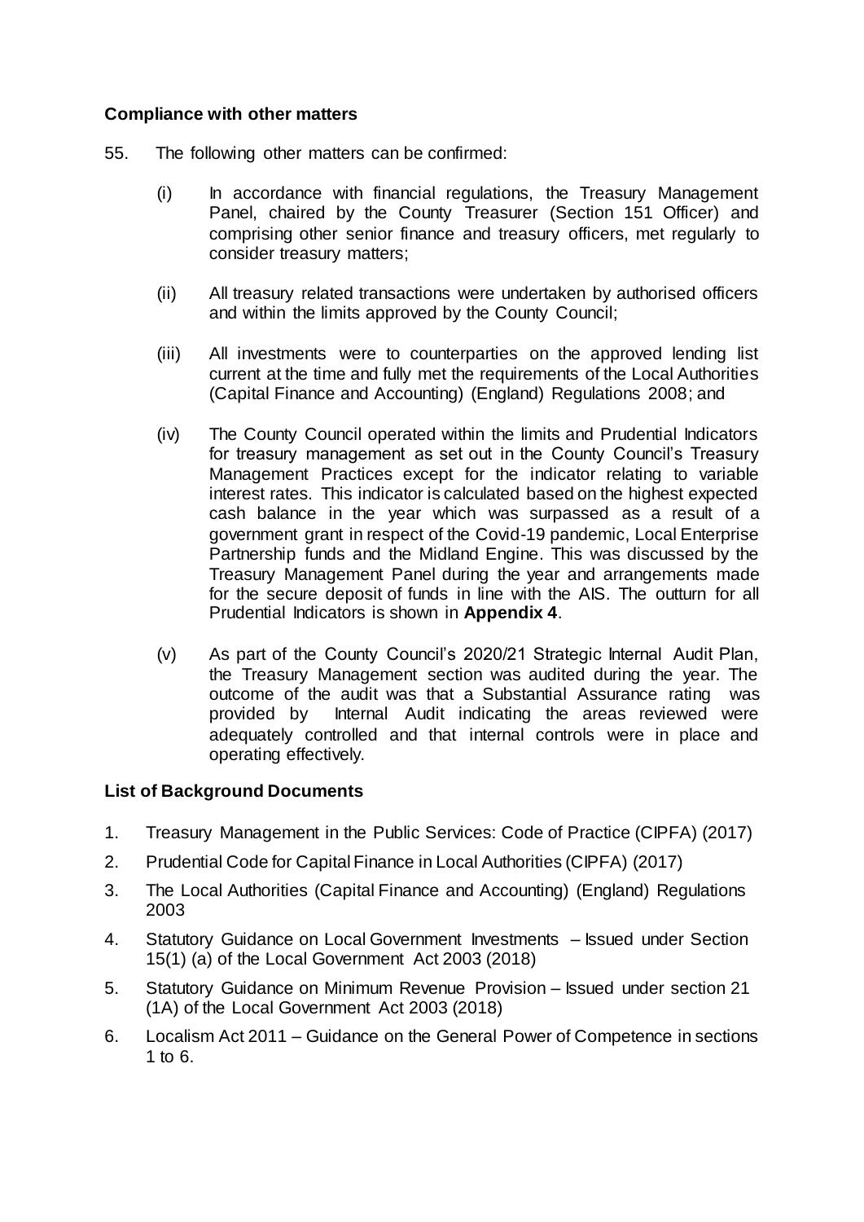**Compliance with other matters**

55. The following other matters can be confirmed:

   (i) In accordance with financial regulations, the Treasury Management Panel, chaired by the County Treasurer (Section 151 Officer) and comprising other senior finance and treasury officers, met regularly to consider treasury matters;

   (ii) All treasury related transactions were undertaken by authorised officers and within the limits approved by the County Council;

   (iii) All investments were to counterparties on the approved lending list current at the time and fully met the requirements of the Local Authorities (Capital Finance and Accounting) (England) Regulations 2008; and

   (iv) The County Council operated within the limits and Prudential Indicators for treasury management as set out in the County Council's Treasury Management Practices except for the indicator relating to variable interest rates. This indicator is calculated based on the highest expected cash balance in the year which was surpassed as a result of a government grant in respect of the Covid-19 pandemic, Local Enterprise Partnership funds and the Midland Engine. This was discussed by the Treasury Management Panel during the year and arrangements made for the secure deposit of funds in line with the AIS. The outturn for all Prudential Indicators is shown in **Appendix 4**.

   (v) As part of the County Council's 2020/21 Strategic Internal Audit Plan, the Treasury Management section was audited during the year. The outcome of the audit was that a Substantial Assurance rating was provided by Internal Audit indicating the areas reviewed were adequately controlled and that internal controls were in place and operating effectively.

**List of Background Documents**

1. Treasury Management in the Public Services: Code of Practice (CIPFA) (2017)
2. Prudential Code for Capital Finance in Local Authorities (CIPFA) (2017)
3. The Local Authorities (Capital Finance and Accounting) (England) Regulations 2003
4. Statutory Guidance on Local Government Investments – Issued under Section 15(1) (a) of the Local Government Act 2003 (2018)
5. Statutory Guidance on Minimum Revenue Provision – Issued under section 21 (1A) of the Local Government Act 2003 (2018)
6. Localism Act 2011 – Guidance on the General Power of Competence in sections 1 to 6.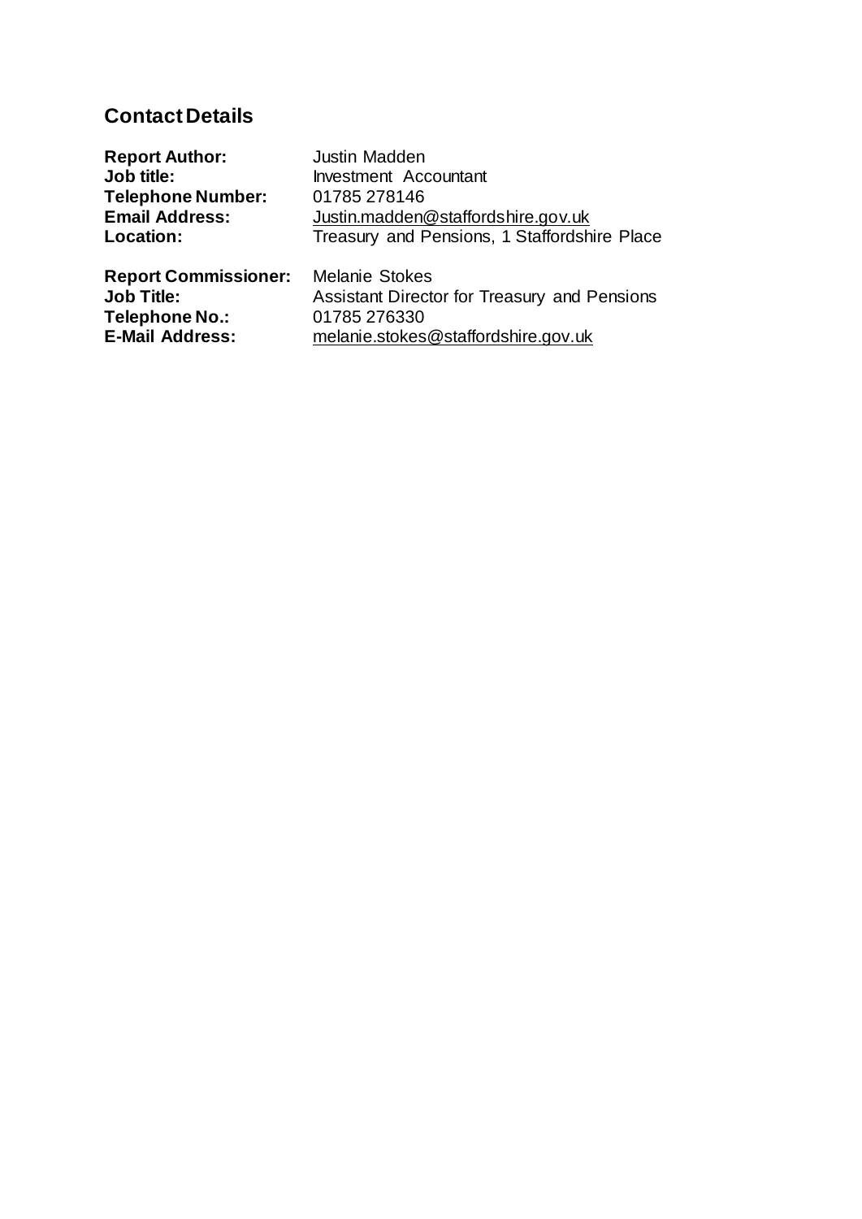## Contact Details

**Report Author:** Justin Madden
**Job title:** Investment Accountant
**Telephone Number:** 01785 278146
**Email Address:** Justin.madden@staffordshire.gov.uk
**Location:** Treasury and Pensions, 1 Staffordshire Place

**Report Commissioner:** Melanie Stokes
**Job Title:** Assistant Director for Treasury and Pensions
**Telephone No.:** 01785 276330
**E-Mail Address:** melanie.stokes@staffordshire.gov.uk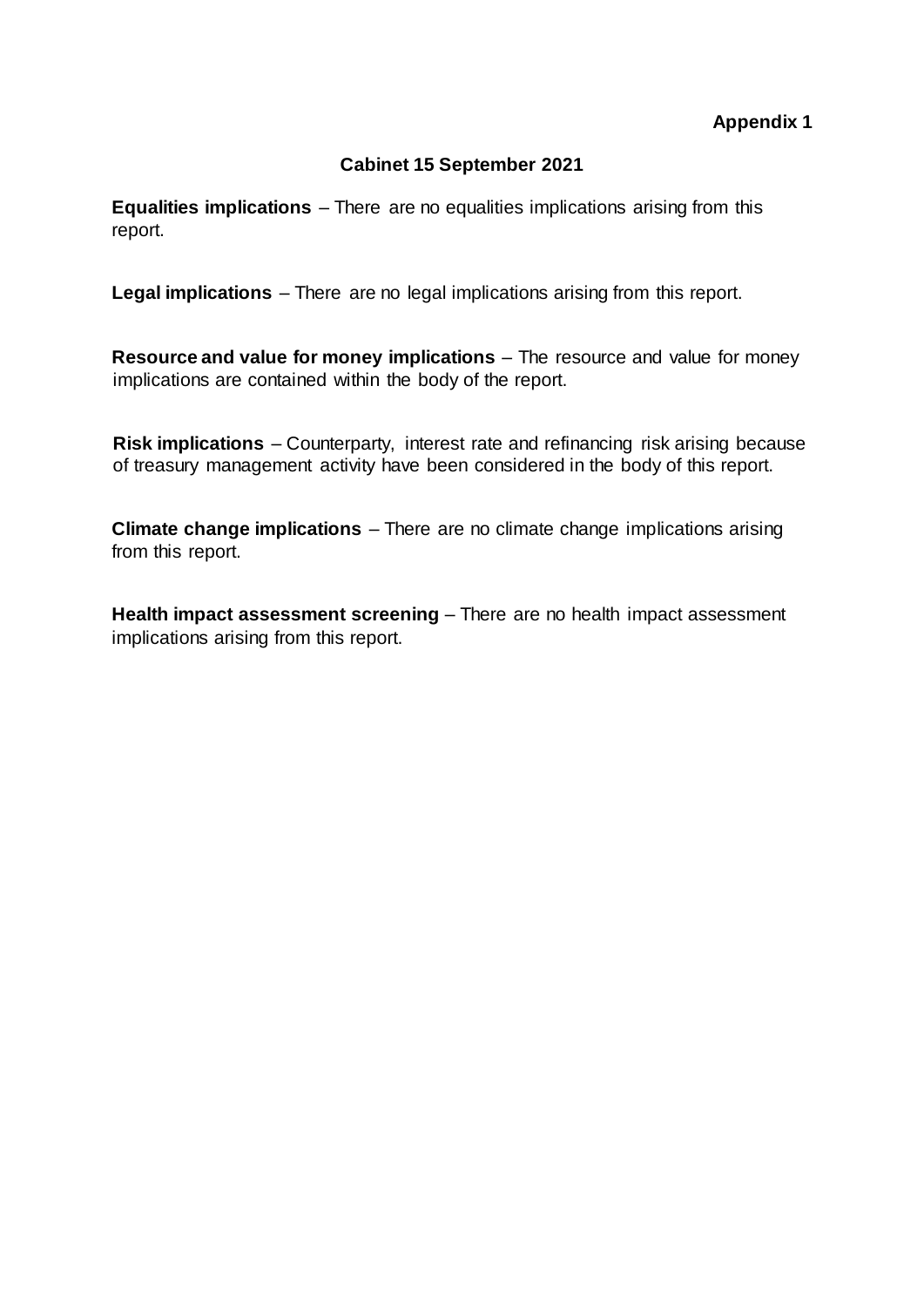**Appendix 1**

**Cabinet 15 September 2021**

**Equalities implications** – There are no equalities implications arising from this report.

**Legal implications** – There are no legal implications arising from this report.

**Resource and value for money implications** – The resource and value for money implications are contained within the body of the report.

**Risk implications** – Counterparty, interest rate and refinancing risk arising because of treasury management activity have been considered in the body of this report.

**Climate change implications** – There are no climate change implications arising from this report.

**Health impact assessment screening** – There are no health impact assessment implications arising from this report.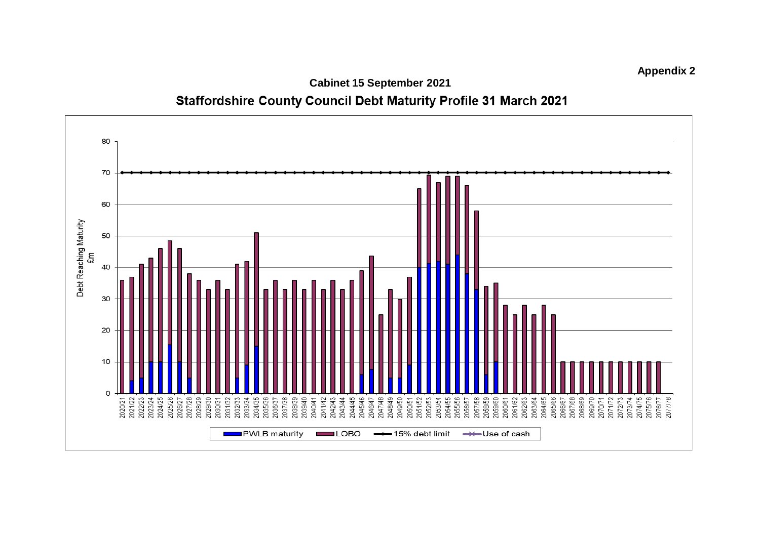**Appendix 2**

**Cabinet 15 September 2021**

**Staffordshire County Council Debt Maturity Profile 31 March 2021**

Debt Reaching Maturity £m

0, 10, 20, 30, 40, 50, 60, 70, 80

2020/21, 2021/22, 2022/23, 2023/24, 2024/25, 2025/26, 2026/27, 2027/28, 2028/29, 2029/30, 2030/31, 2031/32, 2032/33, 2033/34, 2034/35, 2035/36, 2036/37, 2037/38, 2038/39, 2039/40, 2040/41, 2041/42, 2042/43, 2043/44, 2044/45, 2045/46, 2046/47, 2047/48, 2048/49, 2049/50, 2050/51, 2051/52, 2052/53, 2053/54, 2054/55, 2055/56, 2056/57, 2057/58, 2058/59, 2059/60, 2060/61, 2061/62, 2062/63, 2063/64, 2064/65, 2065/66, 2066/67, 2067/68, 2068/69, 2069/70, 2070/71, 2071/72, 2072/73, 2073/74, 2074/75, 2075/76, 2076/77, 2077/78

PWLB maturity | LOBO | 15% debt limit | Use of cash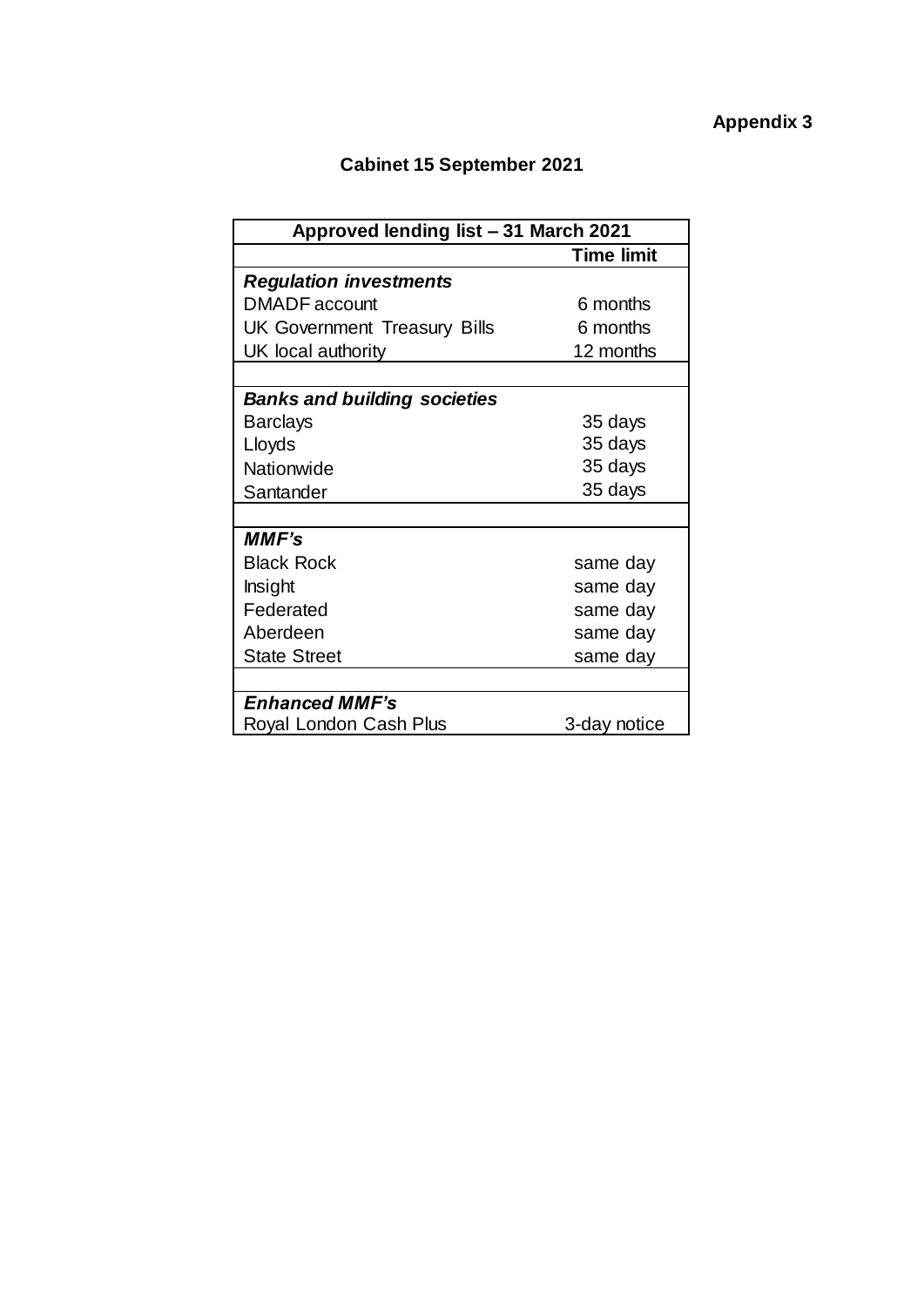**Appendix 3**

**Cabinet 15 September 2021**

| Approved lending list – 31 March 2021 | |
|---|---|
| | **Time limit** |
| ***Regulation investments*** | |
| DMADF account | 6 months |
| UK Government Treasury Bills | 6 months |
| UK local authority | 12 months |
| | |
| ***Banks and building societies*** | |
| Barclays | 35 days |
| Lloyds | 35 days |
| Nationwide | 35 days |
| Santander | 35 days |
| | |
| ***MMF's*** | |
| Black Rock | same day |
| Insight | same day |
| Federated | same day |
| Aberdeen | same day |
| State Street | same day |
| | |
| ***Enhanced MMF's*** | |
| Royal London Cash Plus | 3-day notice |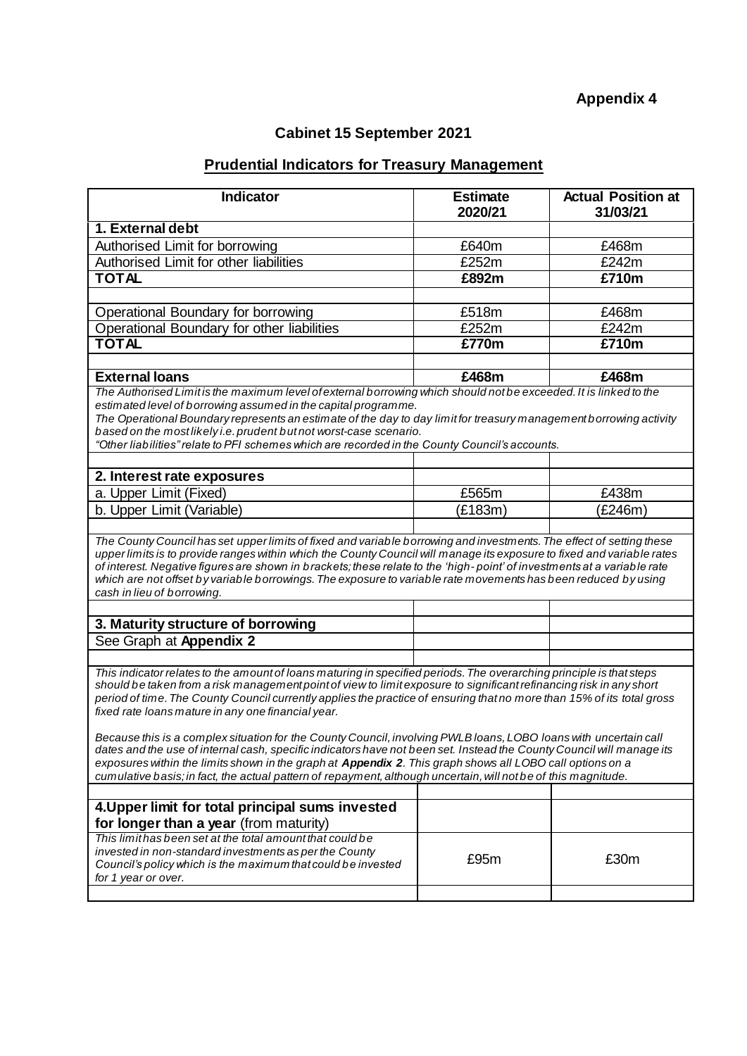**Appendix 4**

## Cabinet 15 September 2021

## Prudential Indicators for Treasury Management

| Indicator | Estimate 2020/21 | Actual Position at 31/03/21 |
|---|---|---|
| **1. External debt** | | |
| Authorised Limit for borrowing | £640m | £468m |
| Authorised Limit for other liabilities | £252m | £242m |
| **TOTAL** | **£892m** | **£710m** |
| | | |
| Operational Boundary for borrowing | £518m | £468m |
| Operational Boundary for other liabilities | £252m | £242m |
| **TOTAL** | **£770m** | **£710m** |
| | | |
| **External loans** | **£468m** | **£468m** |
| *The Authorised Limit is the maximum level of external borrowing which should not be exceeded. It is linked to the estimated level of borrowing assumed in the capital programme. The Operational Boundary represents an estimate of the day to day limit for treasury management borrowing activity based on the most likely i.e. prudent but not worst-case scenario. "Other liabilities" relate to PFI schemes which are recorded in the County Council's accounts.* | | |
| | | |
| **2. Interest rate exposures** | | |
| a. Upper Limit (Fixed) | £565m | £438m |
| b. Upper Limit (Variable) | (£183m) | (£246m) |
| | | |
| *The County Council has set upper limits of fixed and variable borrowing and investments. The effect of setting these upper limits is to provide ranges within which the County Council will manage its exposure to fixed and variable rates of interest. Negative figures are shown in brackets; these relate to the 'high-point' of investments at a variable rate which are not offset by variable borrowings. The exposure to variable rate movements has been reduced by using cash in lieu of borrowing.* | | |
| | | |
| **3. Maturity structure of borrowing** | | |
| See Graph at **Appendix 2** | | |
| | | |
| *This indicator relates to the amount of loans maturing in specified periods. The overarching principle is that steps should be taken from a risk management point of view to limit exposure to significant refinancing risk in any short period of time. The County Council currently applies the practice of ensuring that no more than 15% of its total gross fixed rate loans mature in any one financial year.*<br><br>*Because this is a complex situation for the County Council, involving PWLB loans, LOBO loans with uncertain call dates and the use of internal cash, specific indicators have not been set. Instead the County Council will manage its exposures within the limits shown in the graph at **Appendix 2**. This graph shows all LOBO call options on a cumulative basis; in fact, the actual pattern of repayment, although uncertain, will not be of this magnitude.* | | |
| | | |
| **4. Upper limit for total principal sums invested for longer than a year** (from maturity) | | |
| *This limit has been set at the total amount that could be invested in non-standard investments as per the County Council's policy which is the maximum that could be invested for 1 year or over.* | £95m | £30m |
| | | |